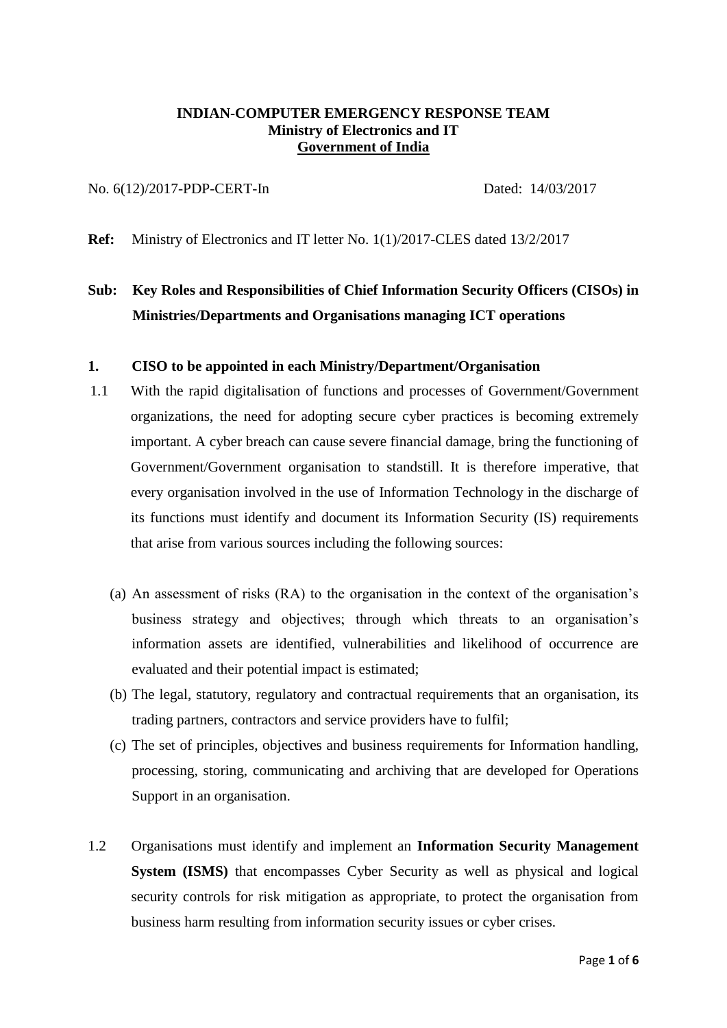**INDIAN-COMPUTER EMERGENCY RESPONSE TEAM**
**Ministry of Electronics and IT**
**Government of India**

No. 6(12)/2017-PDP-CERT-In Dated: 14/03/2017

**Ref:** Ministry of Electronics and IT letter No. 1(1)/2017-CLES dated 13/2/2017

**Sub: Key Roles and Responsibilities of Chief Information Security Officers (CISOs) in Ministries/Departments and Organisations managing ICT operations**

## 1. CISO to be appointed in each Ministry/Department/Organisation

1.1 With the rapid digitalisation of functions and processes of Government/Government organizations, the need for adopting secure cyber practices is becoming extremely important. A cyber breach can cause severe financial damage, bring the functioning of Government/Government organisation to standstill. It is therefore imperative, that every organisation involved in the use of Information Technology in the discharge of its functions must identify and document its Information Security (IS) requirements that arise from various sources including the following sources:

(a) An assessment of risks (RA) to the organisation in the context of the organisation's business strategy and objectives; through which threats to an organisation's information assets are identified, vulnerabilities and likelihood of occurrence are evaluated and their potential impact is estimated;

(b) The legal, statutory, regulatory and contractual requirements that an organisation, its trading partners, contractors and service providers have to fulfil;

(c) The set of principles, objectives and business requirements for Information handling, processing, storing, communicating and archiving that are developed for Operations Support in an organisation.

1.2 Organisations must identify and implement an **Information Security Management System (ISMS)** that encompasses Cyber Security as well as physical and logical security controls for risk mitigation as appropriate, to protect the organisation from business harm resulting from information security issues or cyber crises.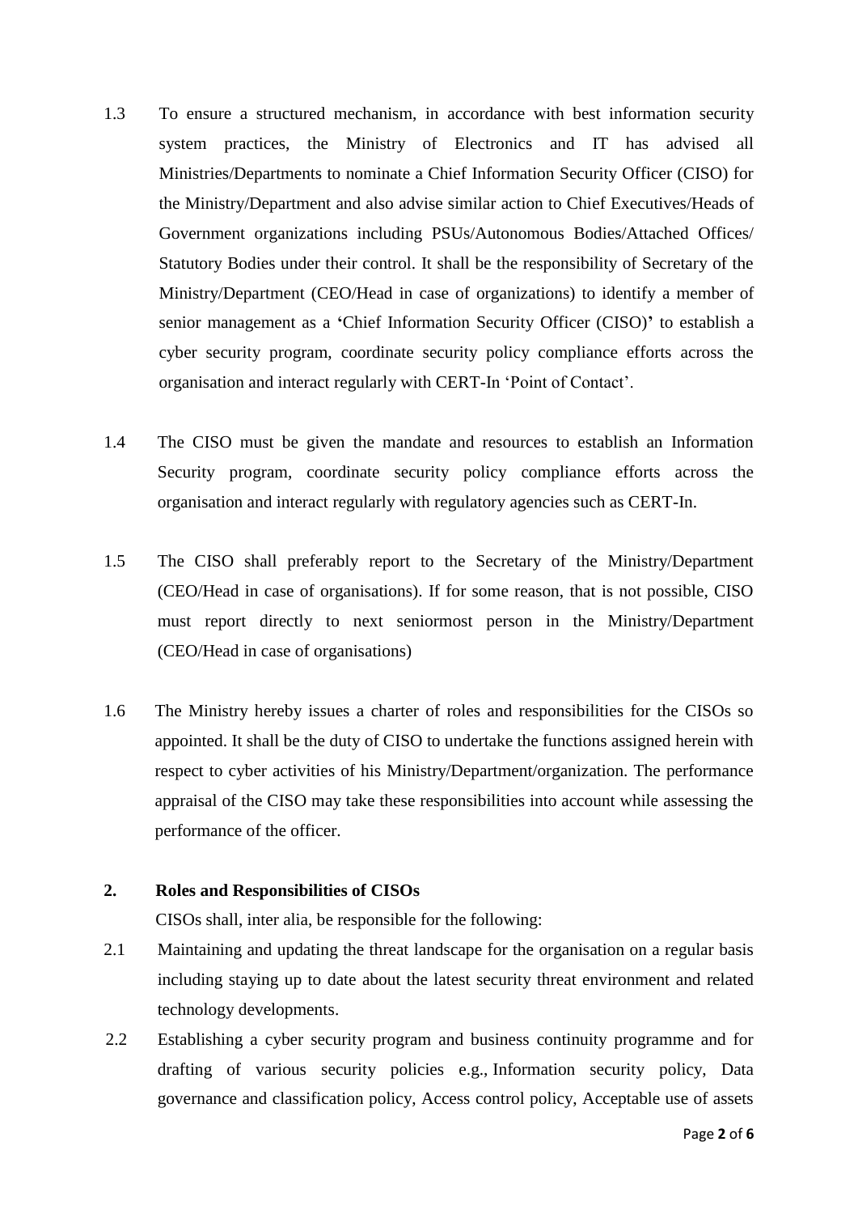1.3 To ensure a structured mechanism, in accordance with best information security system practices, the Ministry of Electronics and IT has advised all Ministries/Departments to nominate a Chief Information Security Officer (CISO) for the Ministry/Department and also advise similar action to Chief Executives/Heads of Government organizations including PSUs/Autonomous Bodies/Attached Offices/ Statutory Bodies under their control. It shall be the responsibility of Secretary of the Ministry/Department (CEO/Head in case of organizations) to identify a member of senior management as a **'**Chief Information Security Officer (CISO)**'** to establish a cyber security program, coordinate security policy compliance efforts across the organisation and interact regularly with CERT-In 'Point of Contact'.

1.4 The CISO must be given the mandate and resources to establish an Information Security program, coordinate security policy compliance efforts across the organisation and interact regularly with regulatory agencies such as CERT-In.

1.5 The CISO shall preferably report to the Secretary of the Ministry/Department (CEO/Head in case of organisations). If for some reason, that is not possible, CISO must report directly to next seniormost person in the Ministry/Department (CEO/Head in case of organisations)

1.6 The Ministry hereby issues a charter of roles and responsibilities for the CISOs so appointed. It shall be the duty of CISO to undertake the functions assigned herein with respect to cyber activities of his Ministry/Department/organization. The performance appraisal of the CISO may take these responsibilities into account while assessing the performance of the officer.

## 2. Roles and Responsibilities of CISOs

CISOs shall, inter alia, be responsible for the following:

2.1 Maintaining and updating the threat landscape for the organisation on a regular basis including staying up to date about the latest security threat environment and related technology developments.

2.2 Establishing a cyber security program and business continuity programme and for drafting of various security policies e.g., Information security policy, Data governance and classification policy, Access control policy, Acceptable use of assets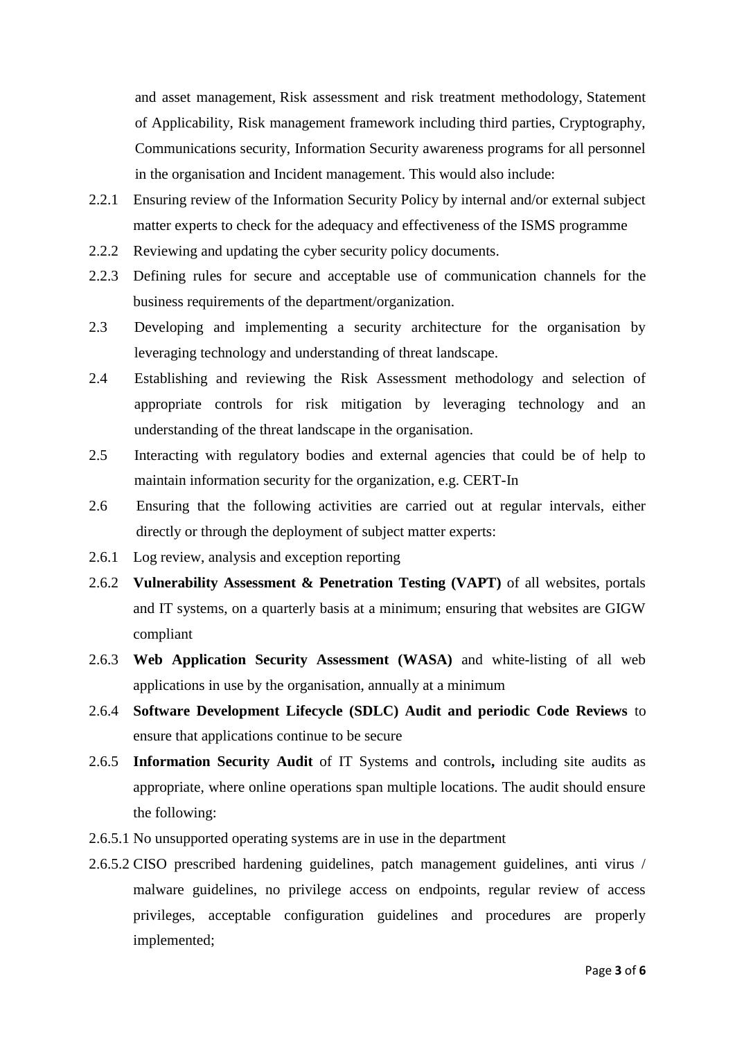and asset management, Risk assessment and risk treatment methodology, Statement of Applicability, Risk management framework including third parties, Cryptography, Communications security, Information Security awareness programs for all personnel in the organisation and Incident management. This would also include:

2.2.1 Ensuring review of the Information Security Policy by internal and/or external subject matter experts to check for the adequacy and effectiveness of the ISMS programme

2.2.2 Reviewing and updating the cyber security policy documents.

2.2.3 Defining rules for secure and acceptable use of communication channels for the business requirements of the department/organization.

2.3 Developing and implementing a security architecture for the organisation by leveraging technology and understanding of threat landscape.

2.4 Establishing and reviewing the Risk Assessment methodology and selection of appropriate controls for risk mitigation by leveraging technology and an understanding of the threat landscape in the organisation.

2.5 Interacting with regulatory bodies and external agencies that could be of help to maintain information security for the organization, e.g. CERT-In

2.6 Ensuring that the following activities are carried out at regular intervals, either directly or through the deployment of subject matter experts:

2.6.1 Log review, analysis and exception reporting

2.6.2 **Vulnerability Assessment & Penetration Testing (VAPT)** of all websites, portals and IT systems, on a quarterly basis at a minimum; ensuring that websites are GIGW compliant

2.6.3 **Web Application Security Assessment (WASA)** and white-listing of all web applications in use by the organisation, annually at a minimum

2.6.4 **Software Development Lifecycle (SDLC) Audit and periodic Code Reviews** to ensure that applications continue to be secure

2.6.5 **Information Security Audit** of IT Systems and controls**,** including site audits as appropriate, where online operations span multiple locations. The audit should ensure the following:

2.6.5.1 No unsupported operating systems are in use in the department

2.6.5.2 CISO prescribed hardening guidelines, patch management guidelines, anti virus / malware guidelines, no privilege access on endpoints, regular review of access privileges, acceptable configuration guidelines and procedures are properly implemented;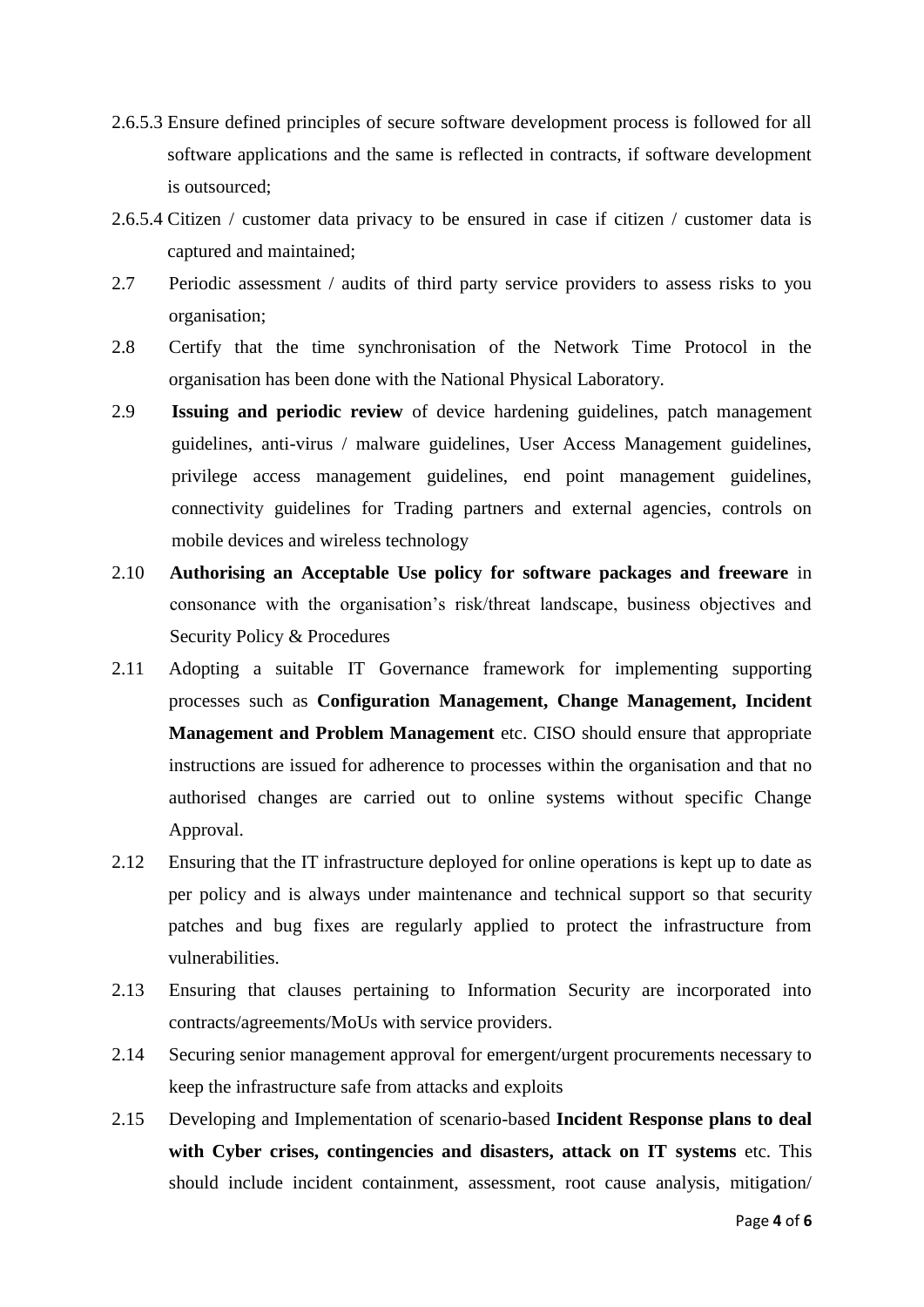2.6.5.3 Ensure defined principles of secure software development process is followed for all software applications and the same is reflected in contracts, if software development is outsourced;

2.6.5.4 Citizen / customer data privacy to be ensured in case if citizen / customer data is captured and maintained;

2.7 Periodic assessment / audits of third party service providers to assess risks to you organisation;

2.8 Certify that the time synchronisation of the Network Time Protocol in the organisation has been done with the National Physical Laboratory.

2.9 **Issuing and periodic review** of device hardening guidelines, patch management guidelines, anti-virus / malware guidelines, User Access Management guidelines, privilege access management guidelines, end point management guidelines, connectivity guidelines for Trading partners and external agencies, controls on mobile devices and wireless technology

2.10 **Authorising an Acceptable Use policy for software packages and freeware** in consonance with the organisation's risk/threat landscape, business objectives and Security Policy & Procedures

2.11 Adopting a suitable IT Governance framework for implementing supporting processes such as **Configuration Management, Change Management, Incident Management and Problem Management** etc. CISO should ensure that appropriate instructions are issued for adherence to processes within the organisation and that no authorised changes are carried out to online systems without specific Change Approval.

2.12 Ensuring that the IT infrastructure deployed for online operations is kept up to date as per policy and is always under maintenance and technical support so that security patches and bug fixes are regularly applied to protect the infrastructure from vulnerabilities.

2.13 Ensuring that clauses pertaining to Information Security are incorporated into contracts/agreements/MoUs with service providers.

2.14 Securing senior management approval for emergent/urgent procurements necessary to keep the infrastructure safe from attacks and exploits

2.15 Developing and Implementation of scenario-based **Incident Response plans to deal with Cyber crises, contingencies and disasters, attack on IT systems** etc. This should include incident containment, assessment, root cause analysis, mitigation/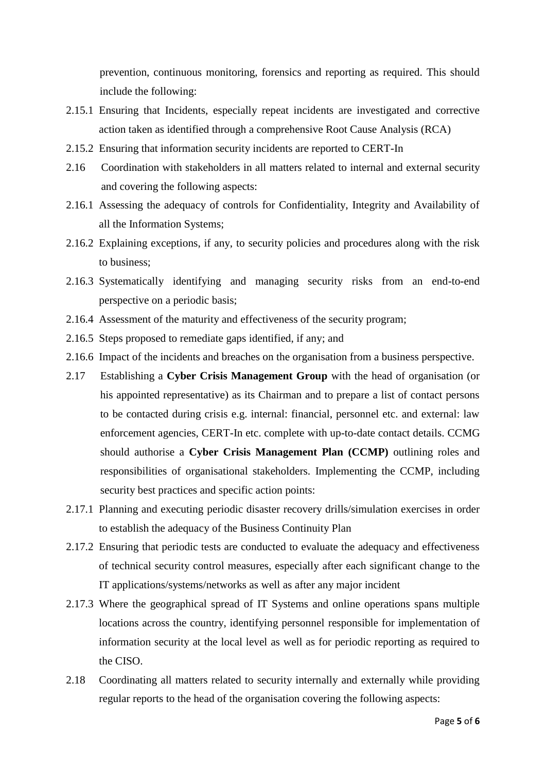prevention, continuous monitoring, forensics and reporting as required. This should include the following:

2.15.1 Ensuring that Incidents, especially repeat incidents are investigated and corrective action taken as identified through a comprehensive Root Cause Analysis (RCA)

2.15.2 Ensuring that information security incidents are reported to CERT-In

2.16 Coordination with stakeholders in all matters related to internal and external security and covering the following aspects:

2.16.1 Assessing the adequacy of controls for Confidentiality, Integrity and Availability of all the Information Systems;

2.16.2 Explaining exceptions, if any, to security policies and procedures along with the risk to business;

2.16.3 Systematically identifying and managing security risks from an end-to-end perspective on a periodic basis;

2.16.4 Assessment of the maturity and effectiveness of the security program;

2.16.5 Steps proposed to remediate gaps identified, if any; and

2.16.6 Impact of the incidents and breaches on the organisation from a business perspective.

2.17 Establishing a **Cyber Crisis Management Group** with the head of organisation (or his appointed representative) as its Chairman and to prepare a list of contact persons to be contacted during crisis e.g. internal: financial, personnel etc. and external: law enforcement agencies, CERT-In etc. complete with up-to-date contact details. CCMG should authorise a **Cyber Crisis Management Plan (CCMP)** outlining roles and responsibilities of organisational stakeholders. Implementing the CCMP, including security best practices and specific action points:

2.17.1 Planning and executing periodic disaster recovery drills/simulation exercises in order to establish the adequacy of the Business Continuity Plan

2.17.2 Ensuring that periodic tests are conducted to evaluate the adequacy and effectiveness of technical security control measures, especially after each significant change to the IT applications/systems/networks as well as after any major incident

2.17.3 Where the geographical spread of IT Systems and online operations spans multiple locations across the country, identifying personnel responsible for implementation of information security at the local level as well as for periodic reporting as required to the CISO.

2.18 Coordinating all matters related to security internally and externally while providing regular reports to the head of the organisation covering the following aspects: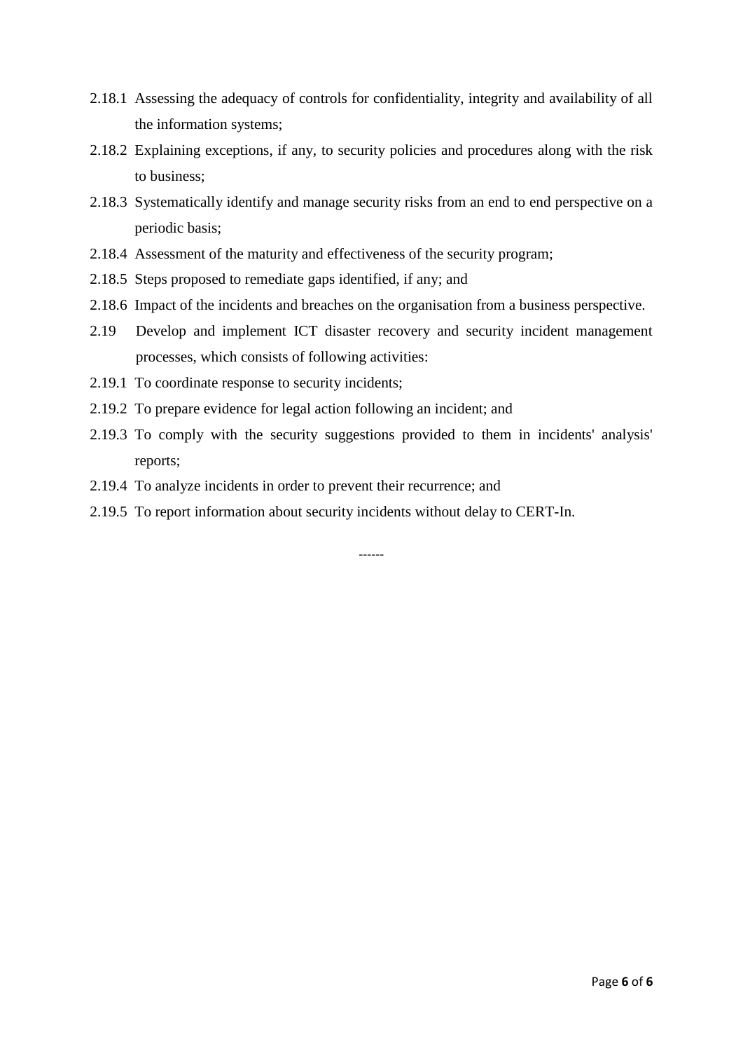2.18.1 Assessing the adequacy of controls for confidentiality, integrity and availability of all the information systems;

2.18.2 Explaining exceptions, if any, to security policies and procedures along with the risk to business;

2.18.3 Systematically identify and manage security risks from an end to end perspective on a periodic basis;

2.18.4 Assessment of the maturity and effectiveness of the security program;

2.18.5 Steps proposed to remediate gaps identified, if any; and

2.18.6 Impact of the incidents and breaches on the organisation from a business perspective.

2.19 Develop and implement ICT disaster recovery and security incident management processes, which consists of following activities:

2.19.1 To coordinate response to security incidents;

2.19.2 To prepare evidence for legal action following an incident; and

2.19.3 To comply with the security suggestions provided to them in incidents' analysis' reports;

2.19.4 To analyze incidents in order to prevent their recurrence; and

2.19.5 To report information about security incidents without delay to CERT-In.

------